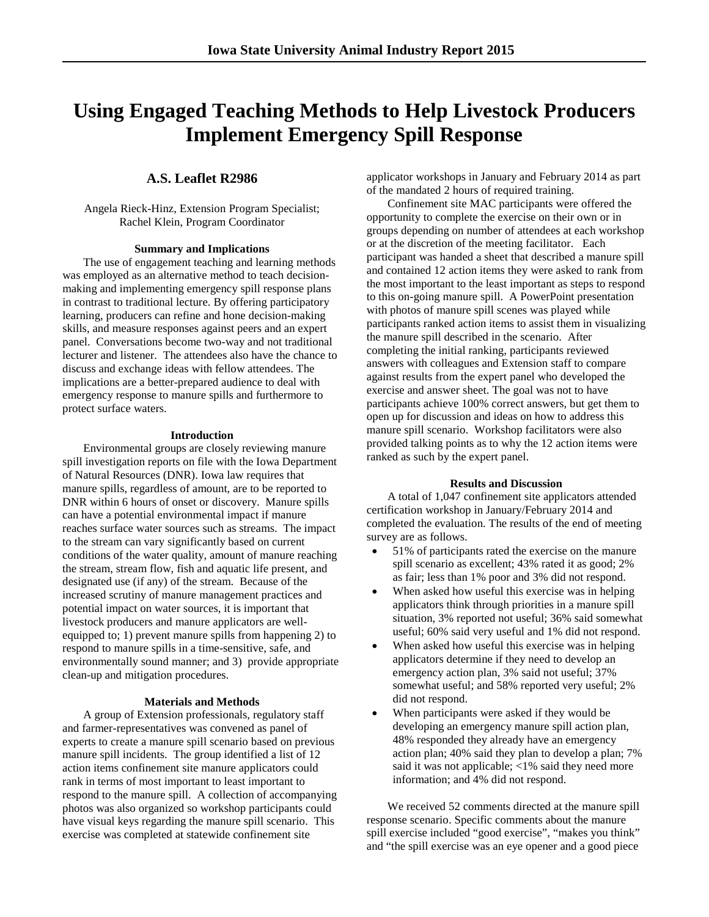# Using Engaged Teaching Methods to Help Livestock Producers Implement Emergency Spill Response

## A.S. Leaflet R2986

Angela Rieck-Hinz, Extension Program Specialist;
Rachel Klein, Program Coordinator

### Summary and Implications

The use of engagement teaching and learning methods was employed as an alternative method to teach decision-making and implementing emergency spill response plans in contrast to traditional lecture. By offering participatory learning, producers can refine and hone decision-making skills, and measure responses against peers and an expert panel. Conversations become two-way and not traditional lecturer and listener. The attendees also have the chance to discuss and exchange ideas with fellow attendees. The implications are a better-prepared audience to deal with emergency response to manure spills and furthermore to protect surface waters.

### Introduction

Environmental groups are closely reviewing manure spill investigation reports on file with the Iowa Department of Natural Resources (DNR). Iowa law requires that manure spills, regardless of amount, are to be reported to DNR within 6 hours of onset or discovery. Manure spills can have a potential environmental impact if manure reaches surface water sources such as streams. The impact to the stream can vary significantly based on current conditions of the water quality, amount of manure reaching the stream, stream flow, fish and aquatic life present, and designated use (if any) of the stream. Because of the increased scrutiny of manure management practices and potential impact on water sources, it is important that livestock producers and manure applicators are well-equipped to; 1) prevent manure spills from happening 2) to respond to manure spills in a time-sensitive, safe, and environmentally sound manner; and 3) provide appropriate clean-up and mitigation procedures.

### Materials and Methods

A group of Extension professionals, regulatory staff and farmer-representatives was convened as panel of experts to create a manure spill scenario based on previous manure spill incidents. The group identified a list of 12 action items confinement site manure applicators could rank in terms of most important to least important to respond to the manure spill. A collection of accompanying photos was also organized so workshop participants could have visual keys regarding the manure spill scenario. This exercise was completed at statewide confinement site applicator workshops in January and February 2014 as part of the mandated 2 hours of required training.

Confinement site MAC participants were offered the opportunity to complete the exercise on their own or in groups depending on number of attendees at each workshop or at the discretion of the meeting facilitator. Each participant was handed a sheet that described a manure spill and contained 12 action items they were asked to rank from the most important to the least important as steps to respond to this on-going manure spill. A PowerPoint presentation with photos of manure spill scenes was played while participants ranked action items to assist them in visualizing the manure spill described in the scenario. After completing the initial ranking, participants reviewed answers with colleagues and Extension staff to compare against results from the expert panel who developed the exercise and answer sheet. The goal was not to have participants achieve 100% correct answers, but get them to open up for discussion and ideas on how to address this manure spill scenario. Workshop facilitators were also provided talking points as to why the 12 action items were ranked as such by the expert panel.

### Results and Discussion

A total of 1,047 confinement site applicators attended certification workshop in January/February 2014 and completed the evaluation. The results of the end of meeting survey are as follows.

- 51% of participants rated the exercise on the manure spill scenario as excellent; 43% rated it as good; 2% as fair; less than 1% poor and 3% did not respond.
- When asked how useful this exercise was in helping applicators think through priorities in a manure spill situation, 3% reported not useful; 36% said somewhat useful; 60% said very useful and 1% did not respond.
- When asked how useful this exercise was in helping applicators determine if they need to develop an emergency action plan, 3% said not useful; 37% somewhat useful; and 58% reported very useful; 2% did not respond.
- When participants were asked if they would be developing an emergency manure spill action plan, 48% responded they already have an emergency action plan; 40% said they plan to develop a plan; 7% said it was not applicable; <1% said they need more information; and 4% did not respond.

We received 52 comments directed at the manure spill response scenario. Specific comments about the manure spill exercise included "good exercise", "makes you think" and "the spill exercise was an eye opener and a good piece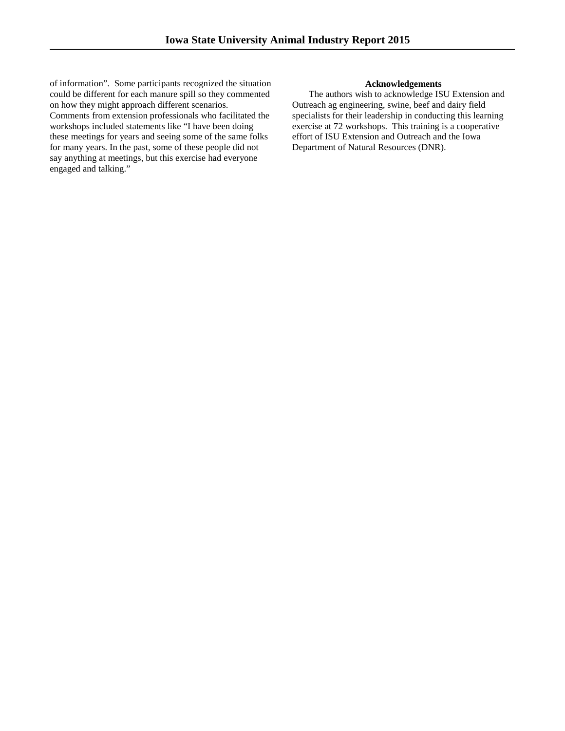of information". Some participants recognized the situation could be different for each manure spill so they commented on how they might approach different scenarios. Comments from extension professionals who facilitated the workshops included statements like "I have been doing these meetings for years and seeing some of the same folks for many years. In the past, some of these people did not say anything at meetings, but this exercise had everyone engaged and talking."

## Acknowledgements

The authors wish to acknowledge ISU Extension and Outreach ag engineering, swine, beef and dairy field specialists for their leadership in conducting this learning exercise at 72 workshops. This training is a cooperative effort of ISU Extension and Outreach and the Iowa Department of Natural Resources (DNR).